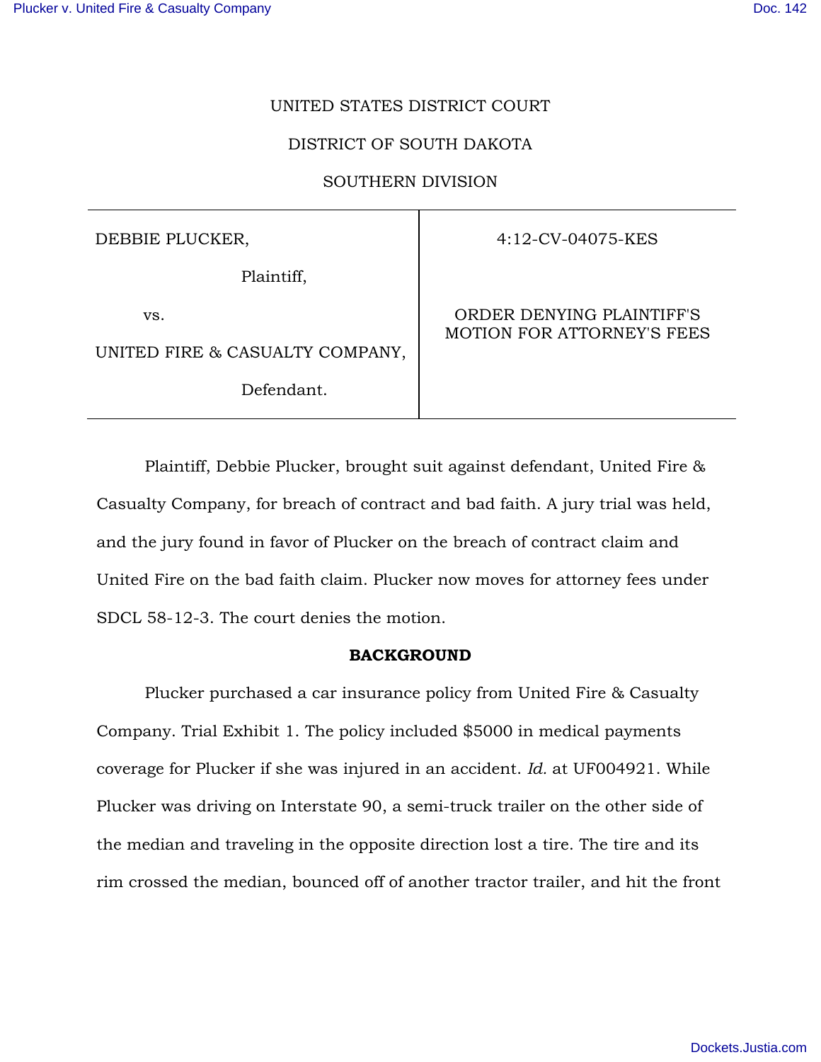UNITED STATES DISTRICT COURT

DISTRICT OF SOUTH DAKOTA

SOUTHERN DIVISION

| | |
|---|---|
| DEBBIE PLUCKER,<br><br>Plaintiff,<br><br>vs.<br><br>UNITED FIRE & CASUALTY COMPANY,<br><br>Defendant. | 4:12-CV-04075-KES<br><br>ORDER DENYING PLAINTIFF'S MOTION FOR ATTORNEY'S FEES |

Plaintiff, Debbie Plucker, brought suit against defendant, United Fire & Casualty Company, for breach of contract and bad faith. A jury trial was held, and the jury found in favor of Plucker on the breach of contract claim and United Fire on the bad faith claim. Plucker now moves for attorney fees under SDCL 58-12-3. The court denies the motion.

**BACKGROUND**

Plucker purchased a car insurance policy from United Fire & Casualty Company. Trial Exhibit 1. The policy included $5000 in medical payments coverage for Plucker if she was injured in an accident. *Id.* at UF004921. While Plucker was driving on Interstate 90, a semi-truck trailer on the other side of the median and traveling in the opposite direction lost a tire. The tire and its rim crossed the median, bounced off of another tractor trailer, and hit the front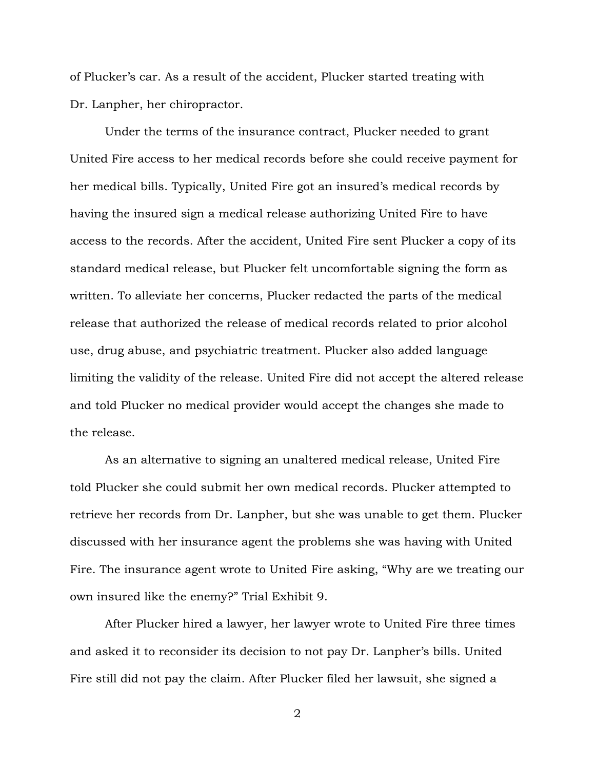of Plucker's car. As a result of the accident, Plucker started treating with Dr. Lanpher, her chiropractor.

Under the terms of the insurance contract, Plucker needed to grant United Fire access to her medical records before she could receive payment for her medical bills. Typically, United Fire got an insured's medical records by having the insured sign a medical release authorizing United Fire to have access to the records. After the accident, United Fire sent Plucker a copy of its standard medical release, but Plucker felt uncomfortable signing the form as written. To alleviate her concerns, Plucker redacted the parts of the medical release that authorized the release of medical records related to prior alcohol use, drug abuse, and psychiatric treatment. Plucker also added language limiting the validity of the release. United Fire did not accept the altered release and told Plucker no medical provider would accept the changes she made to the release.

As an alternative to signing an unaltered medical release, United Fire told Plucker she could submit her own medical records. Plucker attempted to retrieve her records from Dr. Lanpher, but she was unable to get them. Plucker discussed with her insurance agent the problems she was having with United Fire. The insurance agent wrote to United Fire asking, "Why are we treating our own insured like the enemy?" Trial Exhibit 9.

After Plucker hired a lawyer, her lawyer wrote to United Fire three times and asked it to reconsider its decision to not pay Dr. Lanpher's bills. United Fire still did not pay the claim. After Plucker filed her lawsuit, she signed a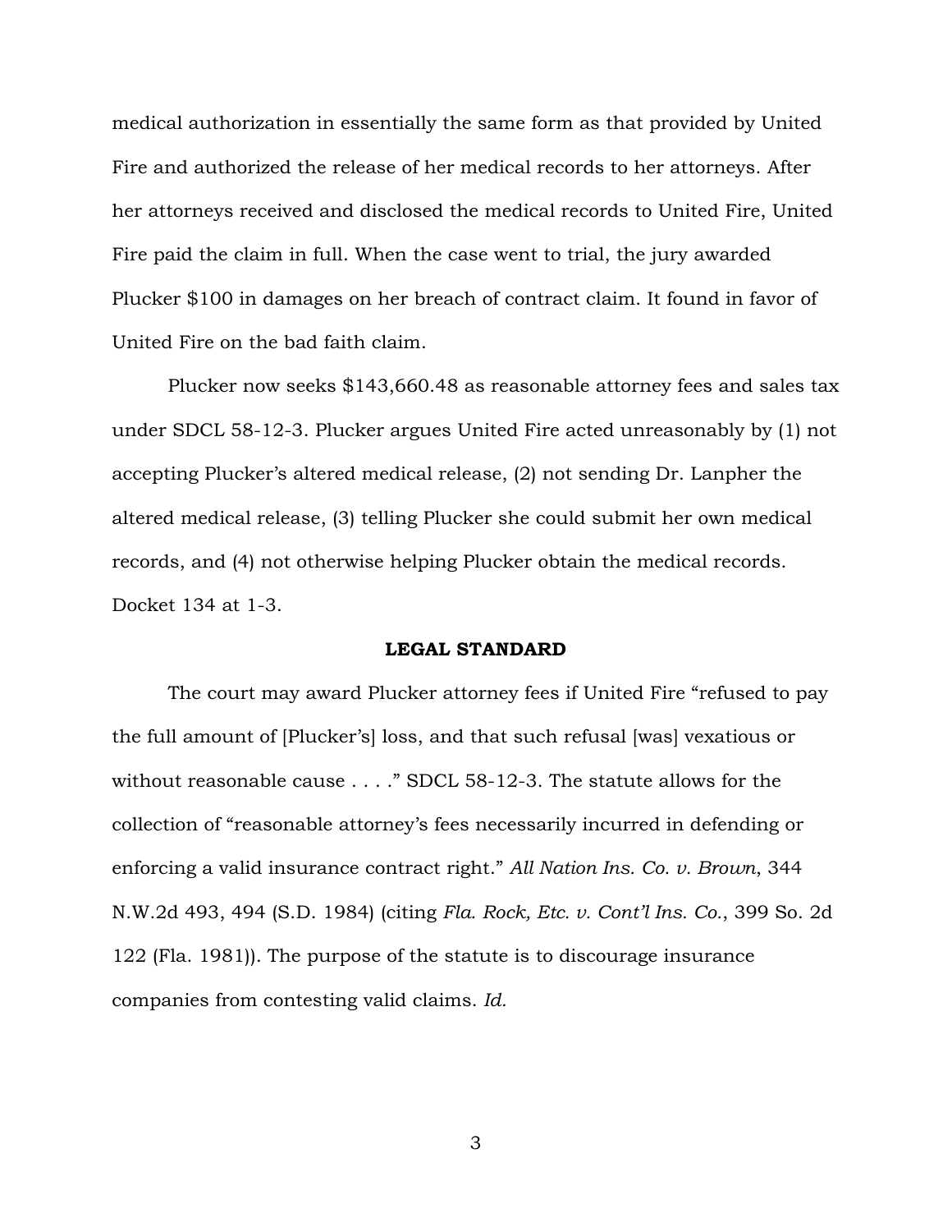medical authorization in essentially the same form as that provided by United Fire and authorized the release of her medical records to her attorneys. After her attorneys received and disclosed the medical records to United Fire, United Fire paid the claim in full. When the case went to trial, the jury awarded Plucker $100 in damages on her breach of contract claim. It found in favor of United Fire on the bad faith claim.

Plucker now seeks $143,660.48 as reasonable attorney fees and sales tax under SDCL 58-12-3. Plucker argues United Fire acted unreasonably by (1) not accepting Plucker's altered medical release, (2) not sending Dr. Lanpher the altered medical release, (3) telling Plucker she could submit her own medical records, and (4) not otherwise helping Plucker obtain the medical records. Docket 134 at 1-3.

## LEGAL STANDARD

The court may award Plucker attorney fees if United Fire "refused to pay the full amount of [Plucker's] loss, and that such refusal [was] vexatious or without reasonable cause . . . ." SDCL 58-12-3. The statute allows for the collection of "reasonable attorney's fees necessarily incurred in defending or enforcing a valid insurance contract right." *All Nation Ins. Co. v. Brown*, 344 N.W.2d 493, 494 (S.D. 1984) (citing *Fla. Rock, Etc. v. Cont'l Ins. Co.*, 399 So. 2d 122 (Fla. 1981)). The purpose of the statute is to discourage insurance companies from contesting valid claims. *Id.*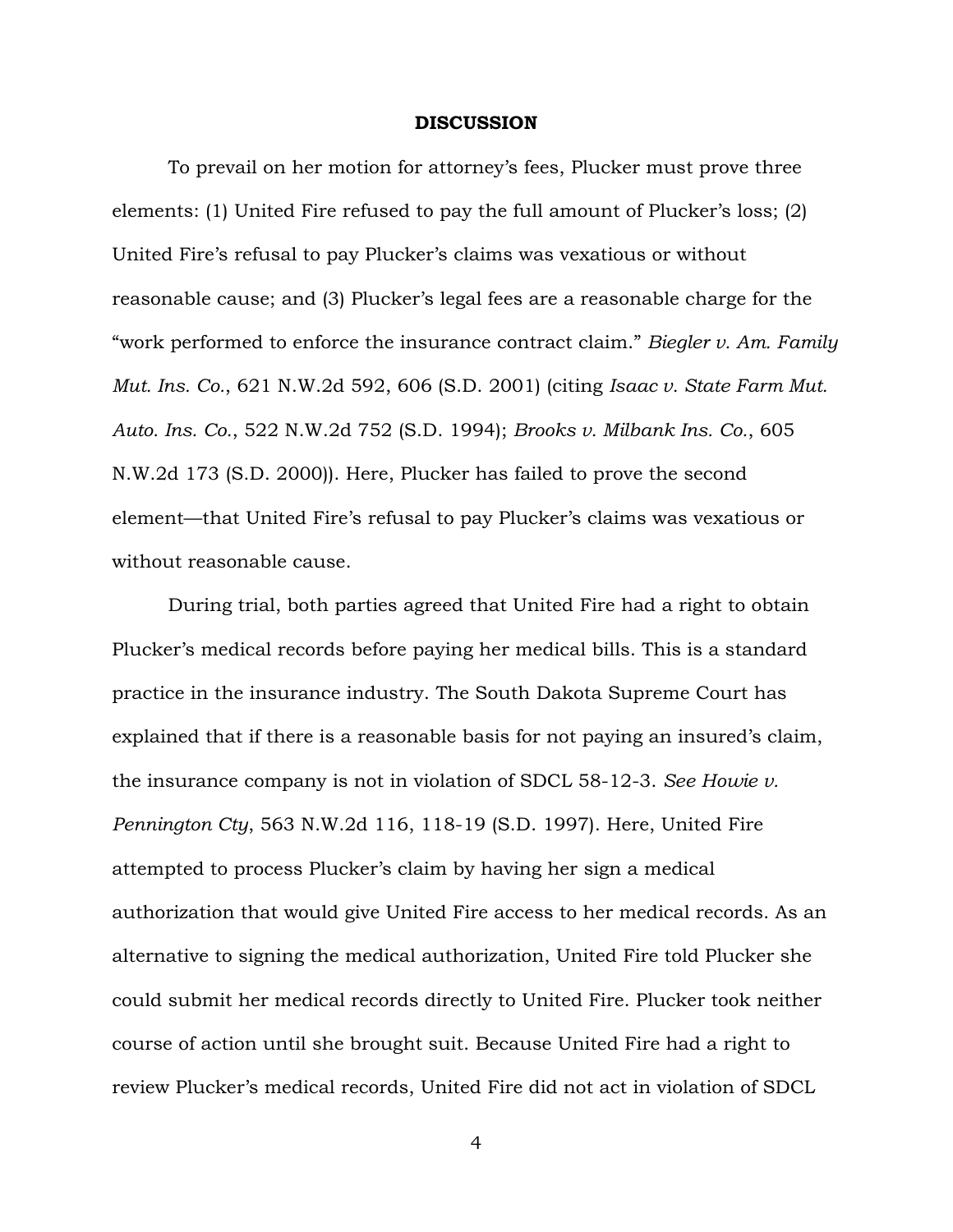## DISCUSSION

To prevail on her motion for attorney's fees, Plucker must prove three elements: (1) United Fire refused to pay the full amount of Plucker's loss; (2) United Fire's refusal to pay Plucker's claims was vexatious or without reasonable cause; and (3) Plucker's legal fees are a reasonable charge for the "work performed to enforce the insurance contract claim." *Biegler v. Am. Family Mut. Ins. Co.*, 621 N.W.2d 592, 606 (S.D. 2001) (citing *Isaac v. State Farm Mut. Auto. Ins. Co.*, 522 N.W.2d 752 (S.D. 1994); *Brooks v. Milbank Ins. Co.*, 605 N.W.2d 173 (S.D. 2000)). Here, Plucker has failed to prove the second element—that United Fire's refusal to pay Plucker's claims was vexatious or without reasonable cause.

During trial, both parties agreed that United Fire had a right to obtain Plucker's medical records before paying her medical bills. This is a standard practice in the insurance industry. The South Dakota Supreme Court has explained that if there is a reasonable basis for not paying an insured's claim, the insurance company is not in violation of SDCL 58-12-3. *See Howie v. Pennington Cty*, 563 N.W.2d 116, 118-19 (S.D. 1997). Here, United Fire attempted to process Plucker's claim by having her sign a medical authorization that would give United Fire access to her medical records. As an alternative to signing the medical authorization, United Fire told Plucker she could submit her medical records directly to United Fire. Plucker took neither course of action until she brought suit. Because United Fire had a right to review Plucker's medical records, United Fire did not act in violation of SDCL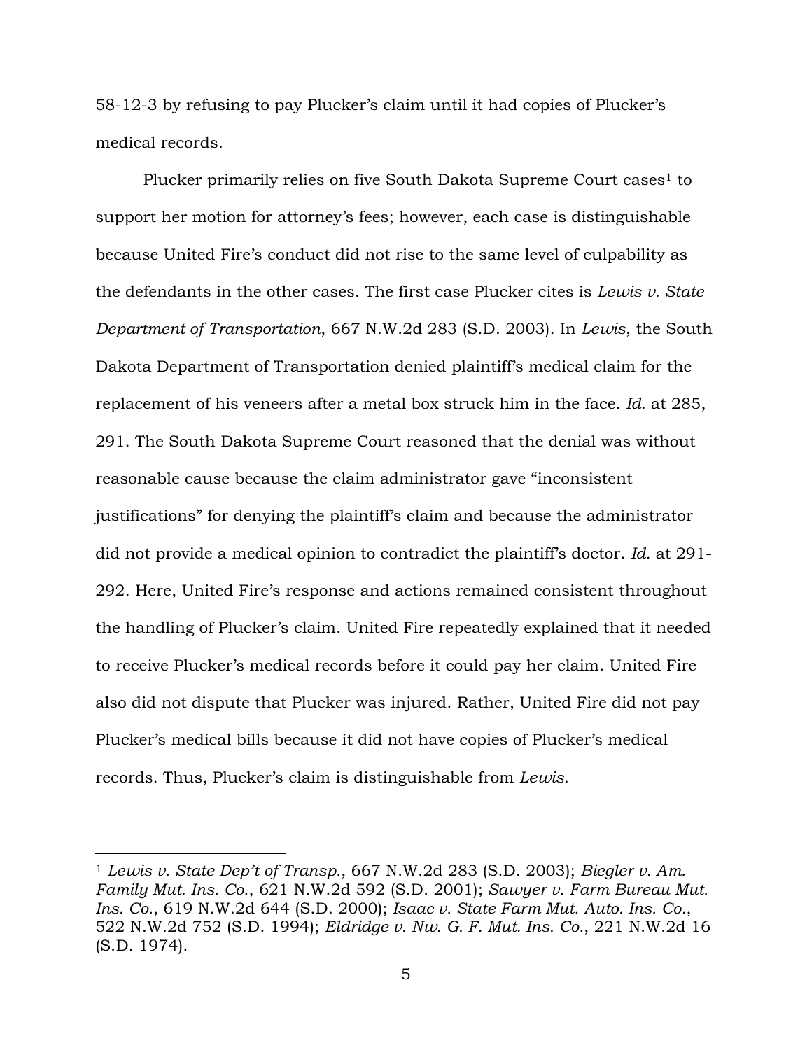58-12-3 by refusing to pay Plucker's claim until it had copies of Plucker's medical records.

Plucker primarily relies on five South Dakota Supreme Court cases[1] to support her motion for attorney's fees; however, each case is distinguishable because United Fire's conduct did not rise to the same level of culpability as the defendants in the other cases. The first case Plucker cites is *Lewis v. State Department of Transportation*, 667 N.W.2d 283 (S.D. 2003). In *Lewis*, the South Dakota Department of Transportation denied plaintiff's medical claim for the replacement of his veneers after a metal box struck him in the face. *Id.* at 285, 291. The South Dakota Supreme Court reasoned that the denial was without reasonable cause because the claim administrator gave "inconsistent justifications" for denying the plaintiff's claim and because the administrator did not provide a medical opinion to contradict the plaintiff's doctor. *Id.* at 291-292. Here, United Fire's response and actions remained consistent throughout the handling of Plucker's claim. United Fire repeatedly explained that it needed to receive Plucker's medical records before it could pay her claim. United Fire also did not dispute that Plucker was injured. Rather, United Fire did not pay Plucker's medical bills because it did not have copies of Plucker's medical records. Thus, Plucker's claim is distinguishable from *Lewis*.

---

[1] *Lewis v. State Dep't of Transp.*, 667 N.W.2d 283 (S.D. 2003); *Biegler v. Am. Family Mut. Ins. Co.*, 621 N.W.2d 592 (S.D. 2001); *Sawyer v. Farm Bureau Mut. Ins. Co.*, 619 N.W.2d 644 (S.D. 2000); *Isaac v. State Farm Mut. Auto. Ins. Co.*, 522 N.W.2d 752 (S.D. 1994); *Eldridge v. Nw. G. F. Mut. Ins. Co.*, 221 N.W.2d 16 (S.D. 1974).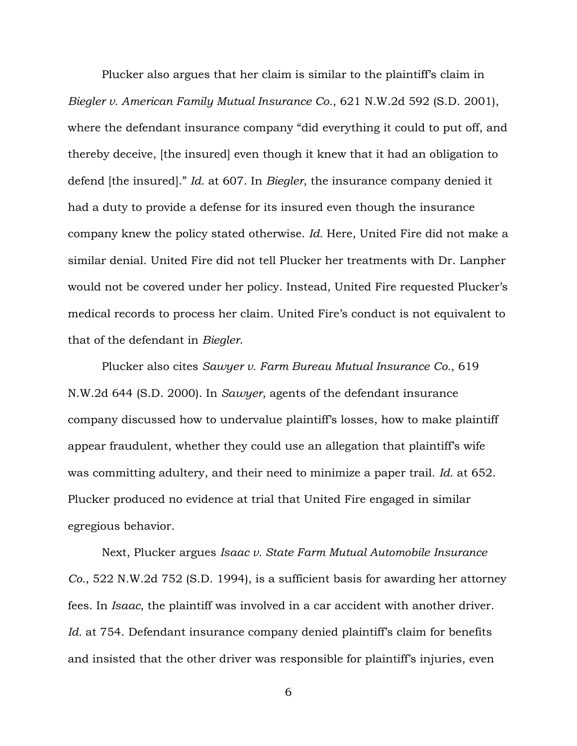Plucker also argues that her claim is similar to the plaintiff's claim in *Biegler v. American Family Mutual Insurance Co.*, 621 N.W.2d 592 (S.D. 2001), where the defendant insurance company "did everything it could to put off, and thereby deceive, [the insured] even though it knew that it had an obligation to defend [the insured]." *Id.* at 607. In *Biegler*, the insurance company denied it had a duty to provide a defense for its insured even though the insurance company knew the policy stated otherwise. *Id.* Here, United Fire did not make a similar denial. United Fire did not tell Plucker her treatments with Dr. Lanpher would not be covered under her policy. Instead, United Fire requested Plucker's medical records to process her claim. United Fire's conduct is not equivalent to that of the defendant in *Biegler*.

Plucker also cites *Sawyer v. Farm Bureau Mutual Insurance Co.*, 619 N.W.2d 644 (S.D. 2000). In *Sawyer*, agents of the defendant insurance company discussed how to undervalue plaintiff's losses, how to make plaintiff appear fraudulent, whether they could use an allegation that plaintiff's wife was committing adultery, and their need to minimize a paper trail. *Id.* at 652. Plucker produced no evidence at trial that United Fire engaged in similar egregious behavior.

Next, Plucker argues *Isaac v. State Farm Mutual Automobile Insurance Co.*, 522 N.W.2d 752 (S.D. 1994), is a sufficient basis for awarding her attorney fees. In *Isaac*, the plaintiff was involved in a car accident with another driver. *Id.* at 754. Defendant insurance company denied plaintiff's claim for benefits and insisted that the other driver was responsible for plaintiff's injuries, even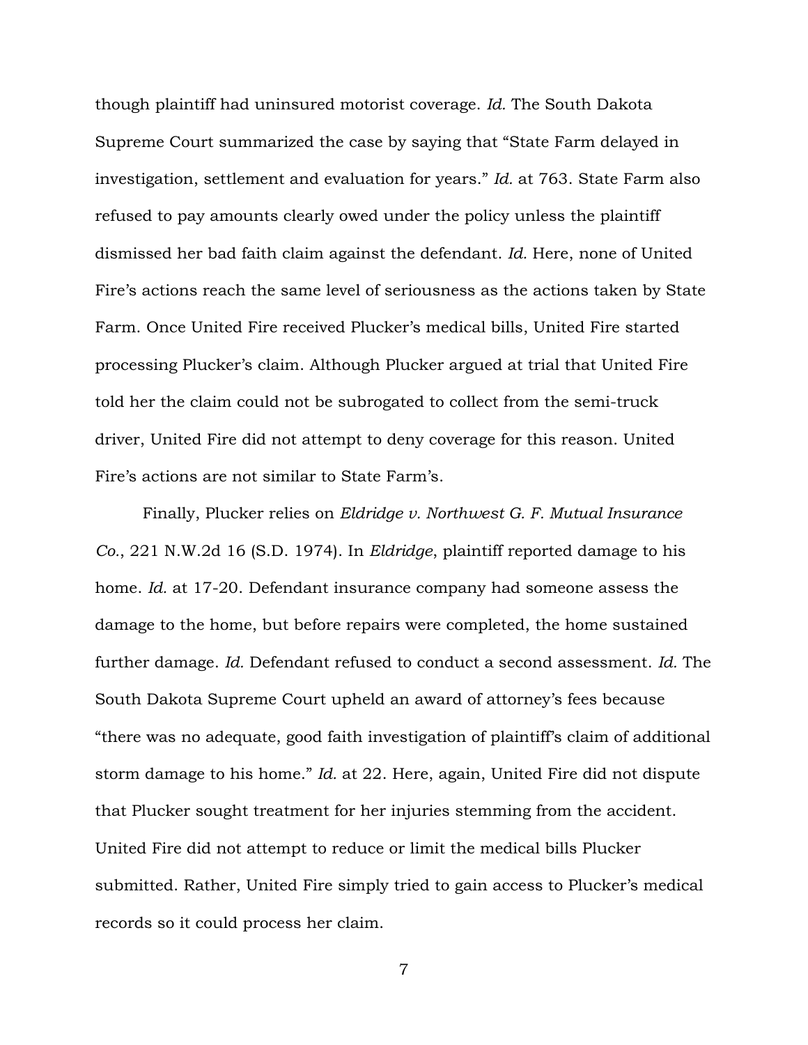though plaintiff had uninsured motorist coverage. *Id.* The South Dakota Supreme Court summarized the case by saying that "State Farm delayed in investigation, settlement and evaluation for years." *Id.* at 763. State Farm also refused to pay amounts clearly owed under the policy unless the plaintiff dismissed her bad faith claim against the defendant. *Id.* Here, none of United Fire's actions reach the same level of seriousness as the actions taken by State Farm. Once United Fire received Plucker's medical bills, United Fire started processing Plucker's claim. Although Plucker argued at trial that United Fire told her the claim could not be subrogated to collect from the semi-truck driver, United Fire did not attempt to deny coverage for this reason. United Fire's actions are not similar to State Farm's.

Finally, Plucker relies on *Eldridge v. Northwest G. F. Mutual Insurance Co.*, 221 N.W.2d 16 (S.D. 1974). In *Eldridge*, plaintiff reported damage to his home. *Id.* at 17-20. Defendant insurance company had someone assess the damage to the home, but before repairs were completed, the home sustained further damage. *Id.* Defendant refused to conduct a second assessment. *Id.* The South Dakota Supreme Court upheld an award of attorney's fees because "there was no adequate, good faith investigation of plaintiff's claim of additional storm damage to his home." *Id.* at 22. Here, again, United Fire did not dispute that Plucker sought treatment for her injuries stemming from the accident. United Fire did not attempt to reduce or limit the medical bills Plucker submitted. Rather, United Fire simply tried to gain access to Plucker's medical records so it could process her claim.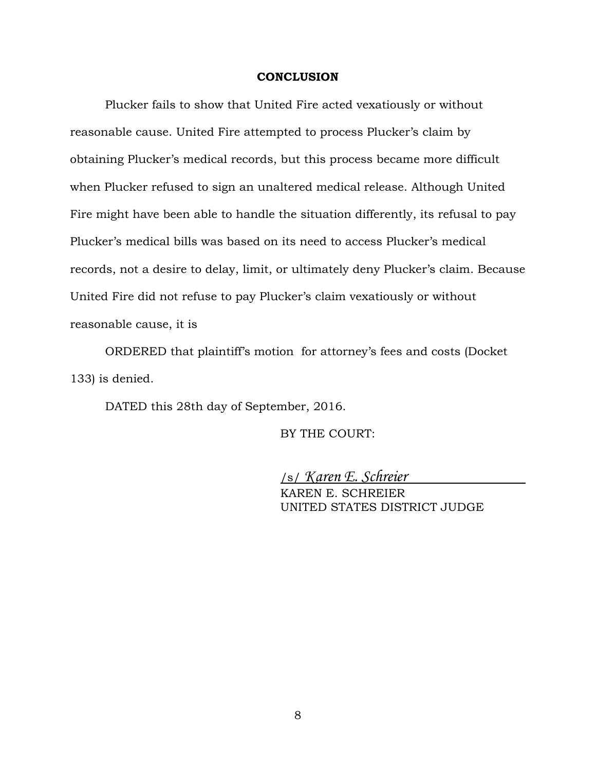## CONCLUSION

Plucker fails to show that United Fire acted vexatiously or without reasonable cause. United Fire attempted to process Plucker's claim by obtaining Plucker's medical records, but this process became more difficult when Plucker refused to sign an unaltered medical release. Although United Fire might have been able to handle the situation differently, its refusal to pay Plucker's medical bills was based on its need to access Plucker's medical records, not a desire to delay, limit, or ultimately deny Plucker's claim. Because United Fire did not refuse to pay Plucker's claim vexatiously or without reasonable cause, it is

ORDERED that plaintiff's motion for attorney's fees and costs (Docket 133) is denied.

DATED this 28th day of September, 2016.

BY THE COURT:

/s/ *Karen E. Schreier*
KAREN E. SCHREIER
UNITED STATES DISTRICT JUDGE